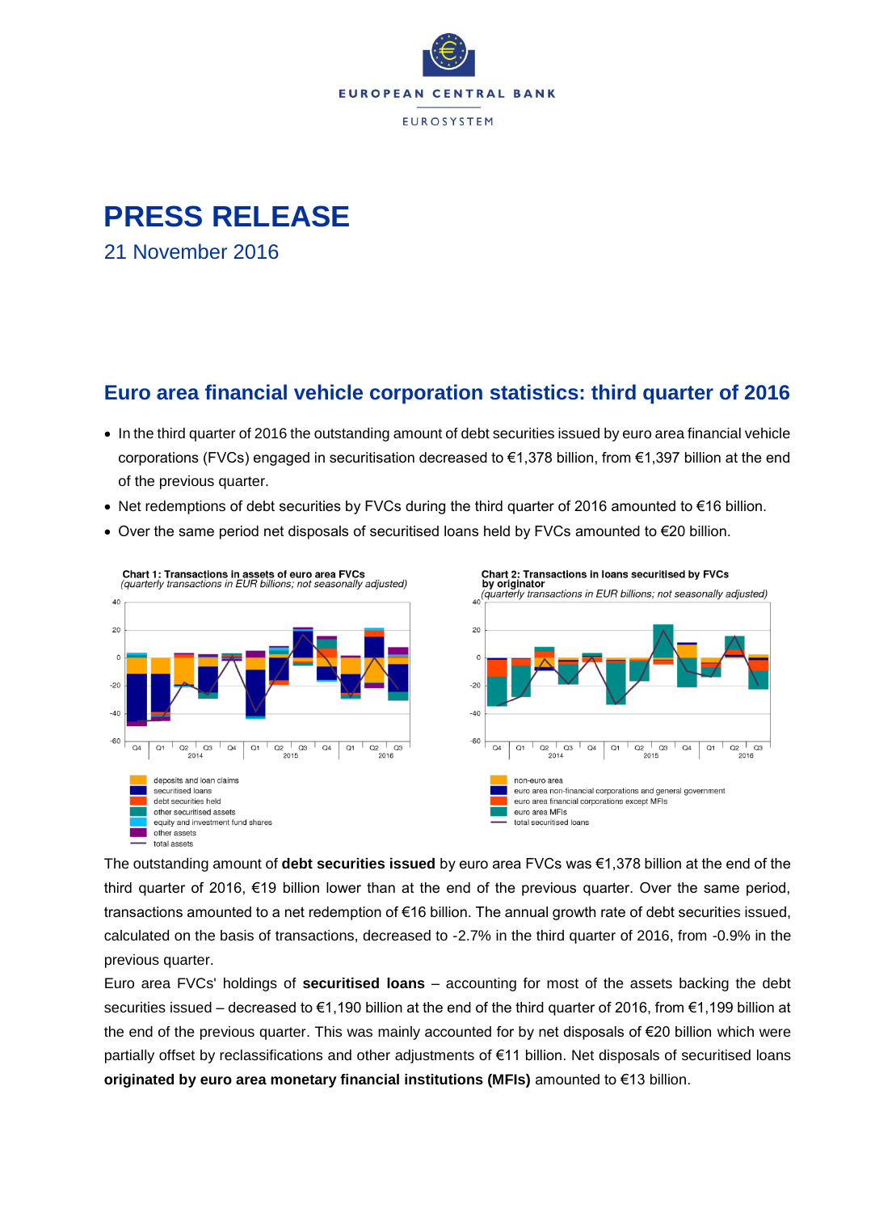EUROPEAN CENTRAL BANK

EUROSYSTEM

# PRESS RELEASE

21 November 2016

## Euro area financial vehicle corporation statistics: third quarter of 2016

- In the third quarter of 2016 the outstanding amount of debt securities issued by euro area financial vehicle corporations (FVCs) engaged in securitisation decreased to €1,378 billion, from €1,397 billion at the end of the previous quarter.
- Net redemptions of debt securities by FVCs during the third quarter of 2016 amounted to €16 billion.
- Over the same period net disposals of securitised loans held by FVCs amounted to €20 billion.

**Chart 1: Transactions in assets of euro area FVCs**
*(quarterly transactions in EUR billions; not seasonally adjusted)*

Legend: deposits and loan claims; securitised loans; debt securities held; other securitised assets; equity and investment fund shares; other assets; total assets

**Chart 2: Transactions in loans securitised by FVCs by originator**
*(quarterly transactions in EUR billions; not seasonally adjusted)*

Legend: non-euro area; euro area non-financial corporations and general government; euro area financial corporations except MFIs; euro area MFIs; total securitised loans

The outstanding amount of **debt securities issued** by euro area FVCs was €1,378 billion at the end of the third quarter of 2016, €19 billion lower than at the end of the previous quarter. Over the same period, transactions amounted to a net redemption of €16 billion. The annual growth rate of debt securities issued, calculated on the basis of transactions, decreased to -2.7% in the third quarter of 2016, from -0.9% in the previous quarter.

Euro area FVCs' holdings of **securitised loans** – accounting for most of the assets backing the debt securities issued – decreased to €1,190 billion at the end of the third quarter of 2016, from €1,199 billion at the end of the previous quarter. This was mainly accounted for by net disposals of €20 billion which were partially offset by reclassifications and other adjustments of €11 billion. Net disposals of securitised loans **originated by euro area monetary financial institutions (MFIs)** amounted to €13 billion.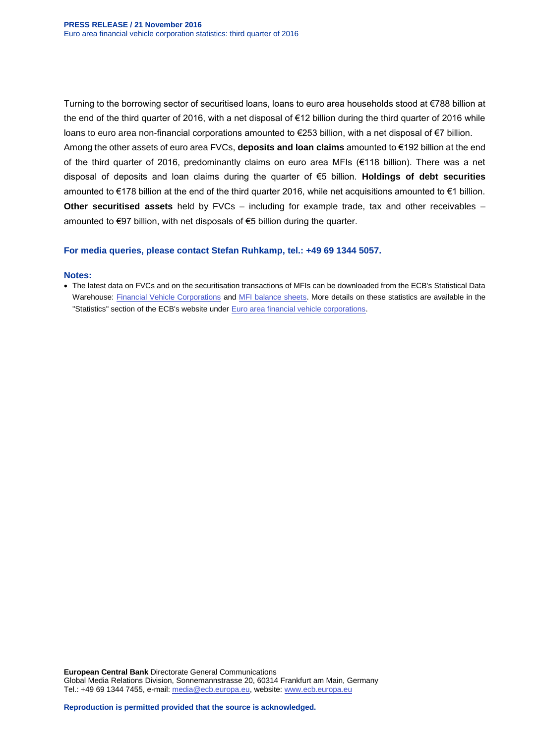Turning to the borrowing sector of securitised loans, loans to euro area households stood at €788 billion at the end of the third quarter of 2016, with a net disposal of €12 billion during the third quarter of 2016 while loans to euro area non-financial corporations amounted to €253 billion, with a net disposal of €7 billion.

Among the other assets of euro area FVCs, **deposits and loan claims** amounted to €192 billion at the end of the third quarter of 2016, predominantly claims on euro area MFIs (€118 billion). There was a net disposal of deposits and loan claims during the quarter of €5 billion. **Holdings of debt securities** amounted to €178 billion at the end of the third quarter 2016, while net acquisitions amounted to €1 billion. **Other securitised assets** held by FVCs – including for example trade, tax and other receivables – amounted to €97 billion, with net disposals of €5 billion during the quarter.

**For media queries, please contact Stefan Ruhkamp, tel.: +49 69 1344 5057.**

**Notes:**

- The latest data on FVCs and on the securitisation transactions of MFIs can be downloaded from the ECB's Statistical Data Warehouse: Financial Vehicle Corporations and MFI balance sheets. More details on these statistics are available in the "Statistics" section of the ECB's website under Euro area financial vehicle corporations.

**European Central Bank** Directorate General Communications
Global Media Relations Division, Sonnemannstrasse 20, 60314 Frankfurt am Main, Germany
Tel.: +49 69 1344 7455, e-mail: media@ecb.europa.eu, website: www.ecb.europa.eu

**Reproduction is permitted provided that the source is acknowledged.**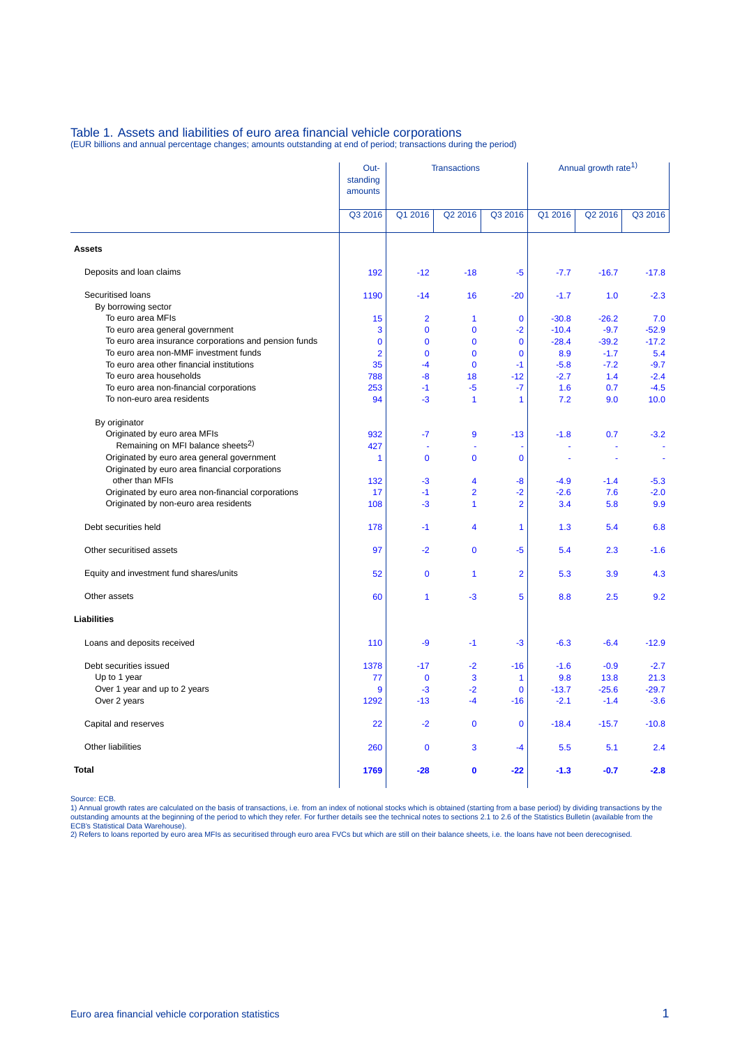# Table 1. Assets and liabilities of euro area financial vehicle corporations

(EUR billions and annual percentage changes; amounts outstanding at end of period; transactions during the period)

| | Out-standing amounts | Transactions | | | Annual growth rate[1] | | |
|---|---|---|---|---|---|---|---|
| | Q3 2016 | Q1 2016 | Q2 2016 | Q3 2016 | Q1 2016 | Q2 2016 | Q3 2016 |
| **Assets** | | | | | | | |
| Deposits and loan claims | 192 | -12 | -18 | -5 | -7.7 | -16.7 | -17.8 |
| Securitised loans | 1190 | -14 | 16 | -20 | -1.7 | 1.0 | -2.3 |
| By borrowing sector | | | | | | | |
| To euro area MFIs | 15 | 2 | 1 | 0 | -30.8 | -26.2 | 7.0 |
| To euro area general government | 3 | 0 | 0 | -2 | -10.4 | -9.7 | -52.9 |
| To euro area insurance corporations and pension funds | 0 | 0 | 0 | 0 | -28.4 | -39.2 | -17.2 |
| To euro area non-MMF investment funds | 2 | 0 | 0 | 0 | 8.9 | -1.7 | 5.4 |
| To euro area other financial institutions | 35 | -4 | 0 | -1 | -5.8 | -7.2 | -9.7 |
| To euro area households | 788 | -8 | 18 | -12 | -2.7 | 1.4 | -2.4 |
| To euro area non-financial corporations | 253 | -1 | -5 | -7 | 1.6 | 0.7 | -4.5 |
| To non-euro area residents | 94 | -3 | 1 | 1 | 7.2 | 9.0 | 10.0 |
| By originator | | | | | | | |
| Originated by euro area MFIs | 932 | -7 | 9 | -13 | -1.8 | 0.7 | -3.2 |
| Remaining on MFI balance sheets[2] | 427 | - | - | - | - | - | - |
| Originated by euro area general government | 1 | 0 | 0 | 0 | - | - | - |
| Originated by euro area financial corporations other than MFIs | 132 | -3 | 4 | -8 | -4.9 | -1.4 | -5.3 |
| Originated by euro area non-financial corporations | 17 | -1 | 2 | -2 | -2.6 | 7.6 | -2.0 |
| Originated by non-euro area residents | 108 | -3 | 1 | 2 | 3.4 | 5.8 | 9.9 |
| Debt securities held | 178 | -1 | 4 | 1 | 1.3 | 5.4 | 6.8 |
| Other securitised assets | 97 | -2 | 0 | -5 | 5.4 | 2.3 | -1.6 |
| Equity and investment fund shares/units | 52 | 0 | 1 | 2 | 5.3 | 3.9 | 4.3 |
| Other assets | 60 | 1 | -3 | 5 | 8.8 | 2.5 | 9.2 |
| **Liabilities** | | | | | | | |
| Loans and deposits received | 110 | -9 | -1 | -3 | -6.3 | -6.4 | -12.9 |
| Debt securities issued | 1378 | -17 | -2 | -16 | -1.6 | -0.9 | -2.7 |
| Up to 1 year | 77 | 0 | 3 | 1 | 9.8 | 13.8 | 21.3 |
| Over 1 year and up to 2 years | 9 | -3 | -2 | 0 | -13.7 | -25.6 | -29.7 |
| Over 2 years | 1292 | -13 | -4 | -16 | -2.1 | -1.4 | -3.6 |
| Capital and reserves | 22 | -2 | 0 | 0 | -18.4 | -15.7 | -10.8 |
| Other liabilities | 260 | 0 | 3 | -4 | 5.5 | 5.1 | 2.4 |
| **Total** | **1769** | **-28** | **0** | **-22** | **-1.3** | **-0.7** | **-2.8** |

Source: ECB.

1) Annual growth rates are calculated on the basis of transactions, i.e. from an index of notional stocks which is obtained (starting from a base period) by dividing transactions by the outstanding amounts at the beginning of the period to which they refer. For further details see the technical notes to sections 2.1 to 2.6 of the Statistics Bulletin (available from the ECB's Statistical Data Warehouse).

2) Refers to loans reported by euro area MFIs as securitised through euro area FVCs but which are still on their balance sheets, i.e. the loans have not been derecognised.